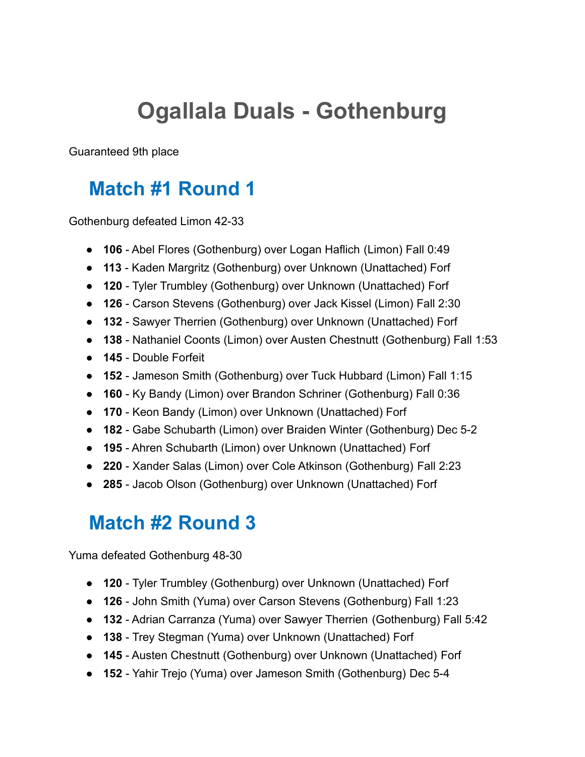# Ogallala Duals - Gothenburg

Guaranteed 9th place

## Match #1 Round 1

Gothenburg defeated Limon 42-33

- **106** - Abel Flores (Gothenburg) over Logan Haflich (Limon) Fall 0:49
- **113** - Kaden Margritz (Gothenburg) over Unknown (Unattached) Forf
- **120** - Tyler Trumbley (Gothenburg) over Unknown (Unattached) Forf
- **126** - Carson Stevens (Gothenburg) over Jack Kissel (Limon) Fall 2:30
- **132** - Sawyer Therrien (Gothenburg) over Unknown (Unattached) Forf
- **138** - Nathaniel Coonts (Limon) over Austen Chestnutt (Gothenburg) Fall 1:53
- **145** - Double Forfeit
- **152** - Jameson Smith (Gothenburg) over Tuck Hubbard (Limon) Fall 1:15
- **160** - Ky Bandy (Limon) over Brandon Schriner (Gothenburg) Fall 0:36
- **170** - Keon Bandy (Limon) over Unknown (Unattached) Forf
- **182** - Gabe Schubarth (Limon) over Braiden Winter (Gothenburg) Dec 5-2
- **195** - Ahren Schubarth (Limon) over Unknown (Unattached) Forf
- **220** - Xander Salas (Limon) over Cole Atkinson (Gothenburg) Fall 2:23
- **285** - Jacob Olson (Gothenburg) over Unknown (Unattached) Forf

## Match #2 Round 3

Yuma defeated Gothenburg 48-30

- **120** - Tyler Trumbley (Gothenburg) over Unknown (Unattached) Forf
- **126** - John Smith (Yuma) over Carson Stevens (Gothenburg) Fall 1:23
- **132** - Adrian Carranza (Yuma) over Sawyer Therrien (Gothenburg) Fall 5:42
- **138** - Trey Stegman (Yuma) over Unknown (Unattached) Forf
- **145** - Austen Chestnutt (Gothenburg) over Unknown (Unattached) Forf
- **152** - Yahir Trejo (Yuma) over Jameson Smith (Gothenburg) Dec 5-4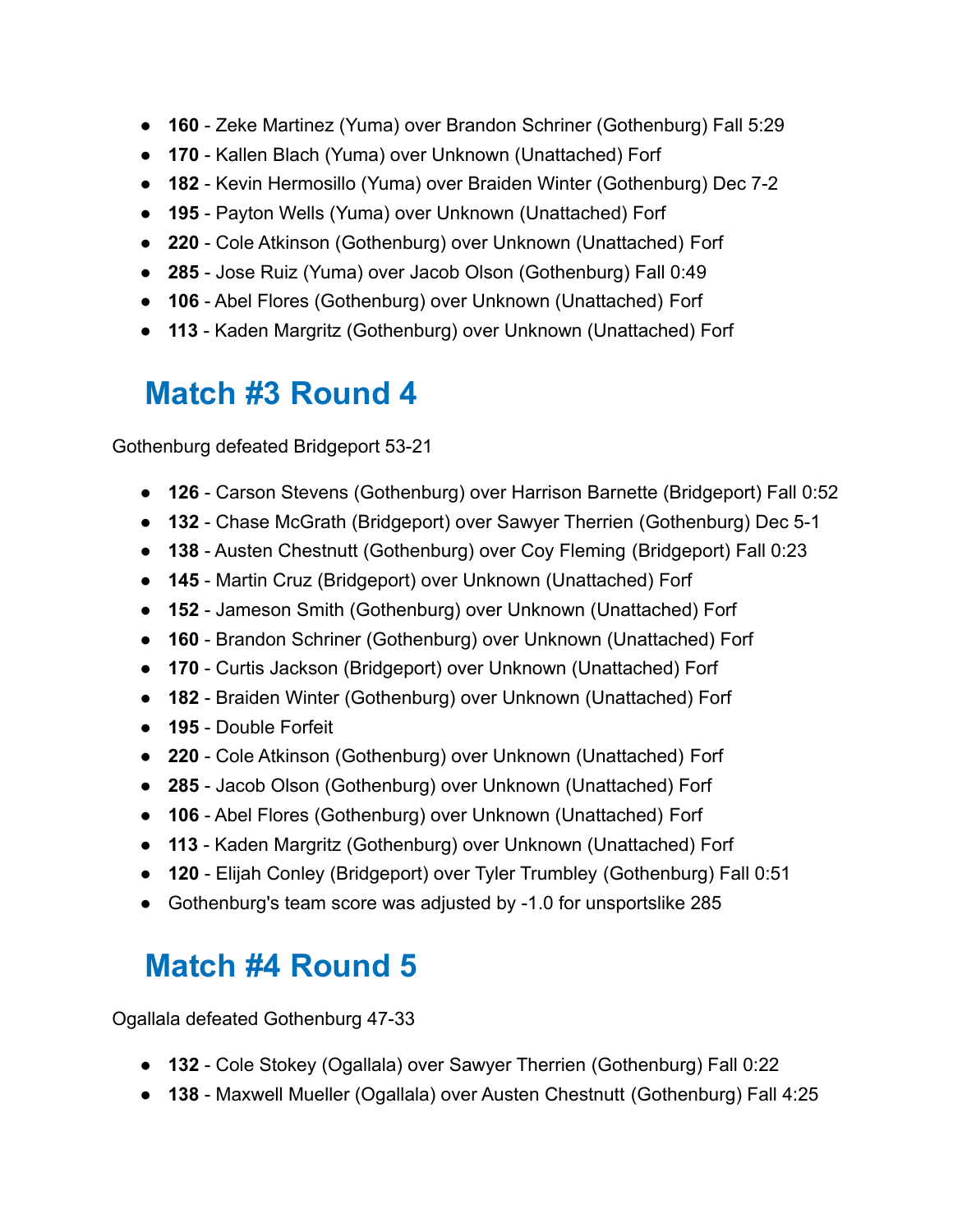- **160** - Zeke Martinez (Yuma) over Brandon Schriner (Gothenburg) Fall 5:29
- **170** - Kallen Blach (Yuma) over Unknown (Unattached) Forf
- **182** - Kevin Hermosillo (Yuma) over Braiden Winter (Gothenburg) Dec 7-2
- **195** - Payton Wells (Yuma) over Unknown (Unattached) Forf
- **220** - Cole Atkinson (Gothenburg) over Unknown (Unattached) Forf
- **285** - Jose Ruiz (Yuma) over Jacob Olson (Gothenburg) Fall 0:49
- **106** - Abel Flores (Gothenburg) over Unknown (Unattached) Forf
- **113** - Kaden Margritz (Gothenburg) over Unknown (Unattached) Forf

## Match #3 Round 4

Gothenburg defeated Bridgeport 53-21

- **126** - Carson Stevens (Gothenburg) over Harrison Barnette (Bridgeport) Fall 0:52
- **132** - Chase McGrath (Bridgeport) over Sawyer Therrien (Gothenburg) Dec 5-1
- **138** - Austen Chestnutt (Gothenburg) over Coy Fleming (Bridgeport) Fall 0:23
- **145** - Martin Cruz (Bridgeport) over Unknown (Unattached) Forf
- **152** - Jameson Smith (Gothenburg) over Unknown (Unattached) Forf
- **160** - Brandon Schriner (Gothenburg) over Unknown (Unattached) Forf
- **170** - Curtis Jackson (Bridgeport) over Unknown (Unattached) Forf
- **182** - Braiden Winter (Gothenburg) over Unknown (Unattached) Forf
- **195** - Double Forfeit
- **220** - Cole Atkinson (Gothenburg) over Unknown (Unattached) Forf
- **285** - Jacob Olson (Gothenburg) over Unknown (Unattached) Forf
- **106** - Abel Flores (Gothenburg) over Unknown (Unattached) Forf
- **113** - Kaden Margritz (Gothenburg) over Unknown (Unattached) Forf
- **120** - Elijah Conley (Bridgeport) over Tyler Trumbley (Gothenburg) Fall 0:51
- Gothenburg's team score was adjusted by -1.0 for unsportslike 285

## Match #4 Round 5

Ogallala defeated Gothenburg 47-33

- **132** - Cole Stokey (Ogallala) over Sawyer Therrien (Gothenburg) Fall 0:22
- **138** - Maxwell Mueller (Ogallala) over Austen Chestnutt (Gothenburg) Fall 4:25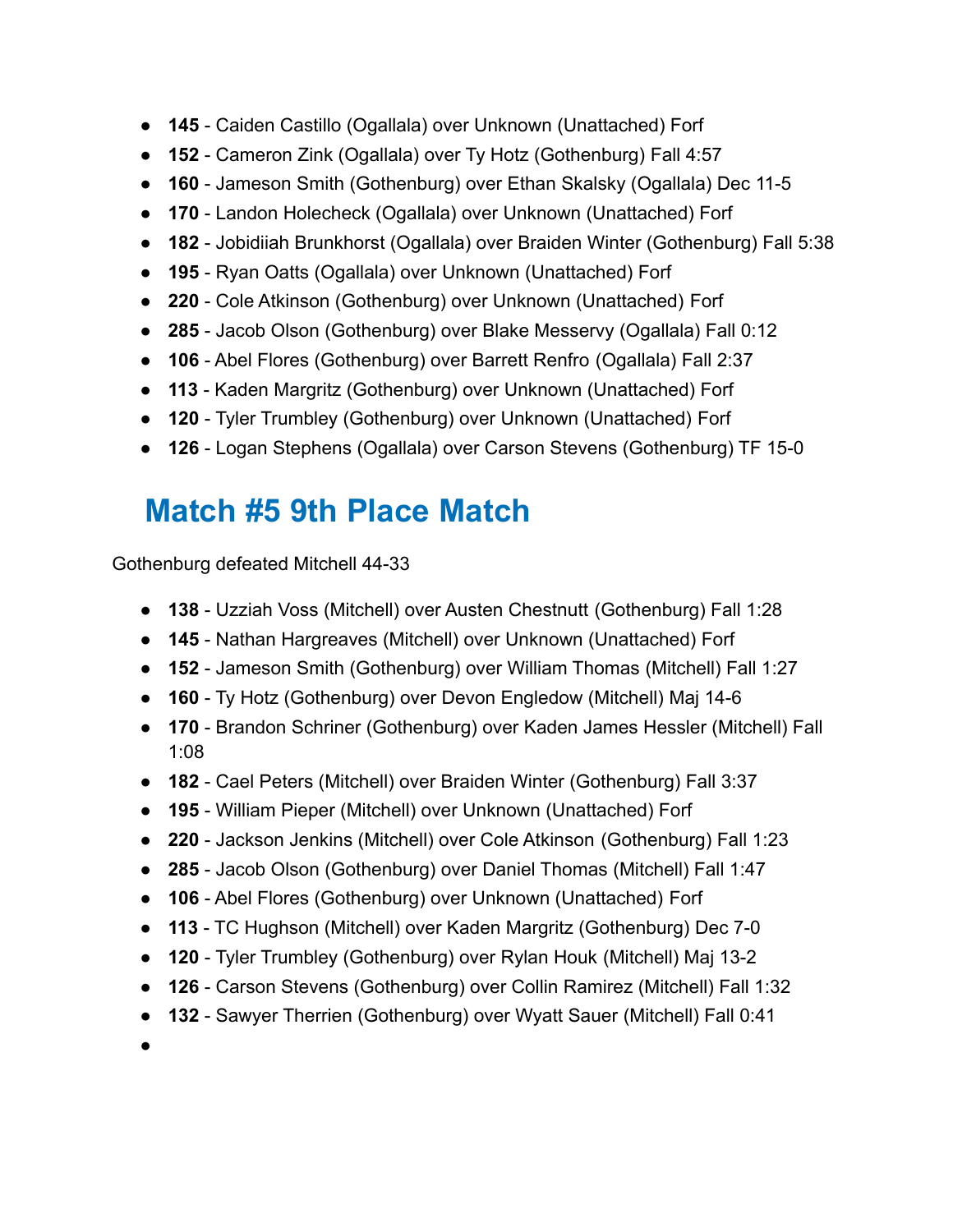- **145** - Caiden Castillo (Ogallala) over Unknown (Unattached) Forf
- **152** - Cameron Zink (Ogallala) over Ty Hotz (Gothenburg) Fall 4:57
- **160** - Jameson Smith (Gothenburg) over Ethan Skalsky (Ogallala) Dec 11-5
- **170** - Landon Holecheck (Ogallala) over Unknown (Unattached) Forf
- **182** - Jobidiiah Brunkhorst (Ogallala) over Braiden Winter (Gothenburg) Fall 5:38
- **195** - Ryan Oatts (Ogallala) over Unknown (Unattached) Forf
- **220** - Cole Atkinson (Gothenburg) over Unknown (Unattached) Forf
- **285** - Jacob Olson (Gothenburg) over Blake Messervy (Ogallala) Fall 0:12
- **106** - Abel Flores (Gothenburg) over Barrett Renfro (Ogallala) Fall 2:37
- **113** - Kaden Margritz (Gothenburg) over Unknown (Unattached) Forf
- **120** - Tyler Trumbley (Gothenburg) over Unknown (Unattached) Forf
- **126** - Logan Stephens (Ogallala) over Carson Stevens (Gothenburg) TF 15-0

## Match #5 9th Place Match

Gothenburg defeated Mitchell 44-33

- **138** - Uzziah Voss (Mitchell) over Austen Chestnutt (Gothenburg) Fall 1:28
- **145** - Nathan Hargreaves (Mitchell) over Unknown (Unattached) Forf
- **152** - Jameson Smith (Gothenburg) over William Thomas (Mitchell) Fall 1:27
- **160** - Ty Hotz (Gothenburg) over Devon Engledow (Mitchell) Maj 14-6
- **170** - Brandon Schriner (Gothenburg) over Kaden James Hessler (Mitchell) Fall 1:08
- **182** - Cael Peters (Mitchell) over Braiden Winter (Gothenburg) Fall 3:37
- **195** - William Pieper (Mitchell) over Unknown (Unattached) Forf
- **220** - Jackson Jenkins (Mitchell) over Cole Atkinson (Gothenburg) Fall 1:23
- **285** - Jacob Olson (Gothenburg) over Daniel Thomas (Mitchell) Fall 1:47
- **106** - Abel Flores (Gothenburg) over Unknown (Unattached) Forf
- **113** - TC Hughson (Mitchell) over Kaden Margritz (Gothenburg) Dec 7-0
- **120** - Tyler Trumbley (Gothenburg) over Rylan Houk (Mitchell) Maj 13-2
- **126** - Carson Stevens (Gothenburg) over Collin Ramirez (Mitchell) Fall 1:32
- **132** - Sawyer Therrien (Gothenburg) over Wyatt Sauer (Mitchell) Fall 0:41